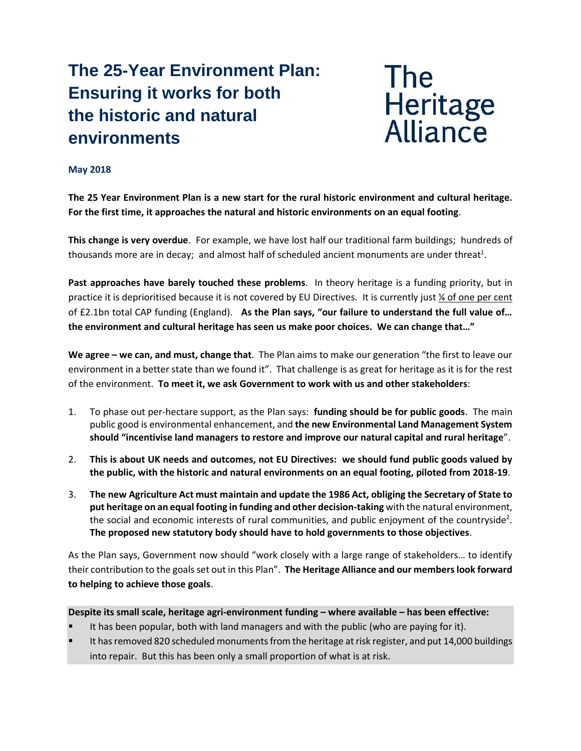# The 25-Year Environment Plan: Ensuring it works for both the historic and natural environments

The Heritage Alliance

**May 2018**

**The 25 Year Environment Plan is a new start for the rural historic environment and cultural heritage. For the first time, it approaches the natural and historic environments on an equal footing**.

**This change is very overdue**. For example, we have lost half our traditional farm buildings; hundreds of thousands more are in decay; and almost half of scheduled ancient monuments are under threat[1].

**Past approaches have barely touched these problems**. In theory heritage is a funding priority, but in practice it is deprioritised because it is not covered by EU Directives. It is currently just ¼ of one per cent of £2.1bn total CAP funding (England). **As the Plan says, "our failure to understand the full value of… the environment and cultural heritage has seen us make poor choices. We can change that…"**

**We agree – we can, and must, change that**. The Plan aims to make our generation "the first to leave our environment in a better state than we found it". That challenge is as great for heritage as it is for the rest of the environment. **To meet it, we ask Government to work with us and other stakeholders**:

1. To phase out per-hectare support, as the Plan says: **funding should be for public goods**. The main public good is environmental enhancement, and **the new Environmental Land Management System should "incentivise land managers to restore and improve our natural capital and rural heritage**".
2. **This is about UK needs and outcomes, not EU Directives: we should fund public goods valued by the public, with the historic and natural environments on an equal footing, piloted from 2018-19**.
3. **The new Agriculture Act must maintain and update the 1986 Act, obliging the Secretary of State to put heritage on an equal footing in funding and other decision-taking** with the natural environment, the social and economic interests of rural communities, and public enjoyment of the countryside[2]. **The proposed new statutory body should have to hold governments to those objectives**.

As the Plan says, Government now should "work closely with a large range of stakeholders… to identify their contribution to the goals set out in this Plan". **The Heritage Alliance and our members look forward to helping to achieve those goals**.

**Despite its small scale, heritage agri-environment funding – where available – has been effective:**

- It has been popular, both with land managers and with the public (who are paying for it).
- It has removed 820 scheduled monuments from the heritage at risk register, and put 14,000 buildings into repair. But this has been only a small proportion of what is at risk.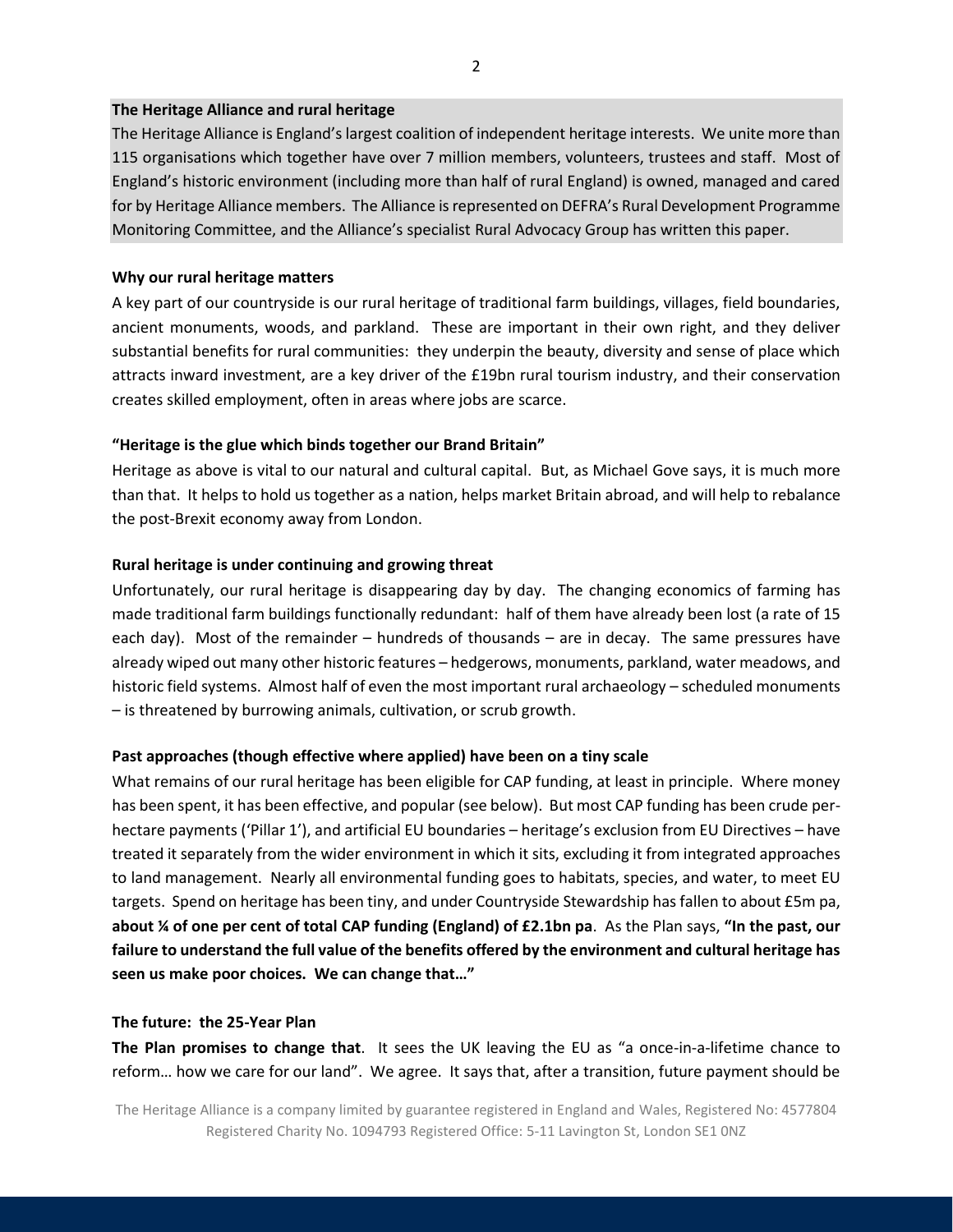**The Heritage Alliance and rural heritage**

The Heritage Alliance is England's largest coalition of independent heritage interests. We unite more than 115 organisations which together have over 7 million members, volunteers, trustees and staff. Most of England's historic environment (including more than half of rural England) is owned, managed and cared for by Heritage Alliance members. The Alliance is represented on DEFRA's Rural Development Programme Monitoring Committee, and the Alliance's specialist Rural Advocacy Group has written this paper.

**Why our rural heritage matters**

A key part of our countryside is our rural heritage of traditional farm buildings, villages, field boundaries, ancient monuments, woods, and parkland. These are important in their own right, and they deliver substantial benefits for rural communities: they underpin the beauty, diversity and sense of place which attracts inward investment, are a key driver of the £19bn rural tourism industry, and their conservation creates skilled employment, often in areas where jobs are scarce.

**"Heritage is the glue which binds together our Brand Britain"**

Heritage as above is vital to our natural and cultural capital. But, as Michael Gove says, it is much more than that. It helps to hold us together as a nation, helps market Britain abroad, and will help to rebalance the post-Brexit economy away from London.

**Rural heritage is under continuing and growing threat**

Unfortunately, our rural heritage is disappearing day by day. The changing economics of farming has made traditional farm buildings functionally redundant: half of them have already been lost (a rate of 15 each day). Most of the remainder – hundreds of thousands – are in decay. The same pressures have already wiped out many other historic features – hedgerows, monuments, parkland, water meadows, and historic field systems. Almost half of even the most important rural archaeology – scheduled monuments – is threatened by burrowing animals, cultivation, or scrub growth.

**Past approaches (though effective where applied) have been on a tiny scale**

What remains of our rural heritage has been eligible for CAP funding, at least in principle. Where money has been spent, it has been effective, and popular (see below). But most CAP funding has been crude per-hectare payments ('Pillar 1'), and artificial EU boundaries – heritage's exclusion from EU Directives – have treated it separately from the wider environment in which it sits, excluding it from integrated approaches to land management. Nearly all environmental funding goes to habitats, species, and water, to meet EU targets. Spend on heritage has been tiny, and under Countryside Stewardship has fallen to about £5m pa, **about ¼ of one per cent of total CAP funding (England) of £2.1bn pa**. As the Plan says, **"In the past, our failure to understand the full value of the benefits offered by the environment and cultural heritage has seen us make poor choices. We can change that…"**

**The future: the 25-Year Plan**

**The Plan promises to change that**. It sees the UK leaving the EU as "a once-in-a-lifetime chance to reform… how we care for our land". We agree. It says that, after a transition, future payment should be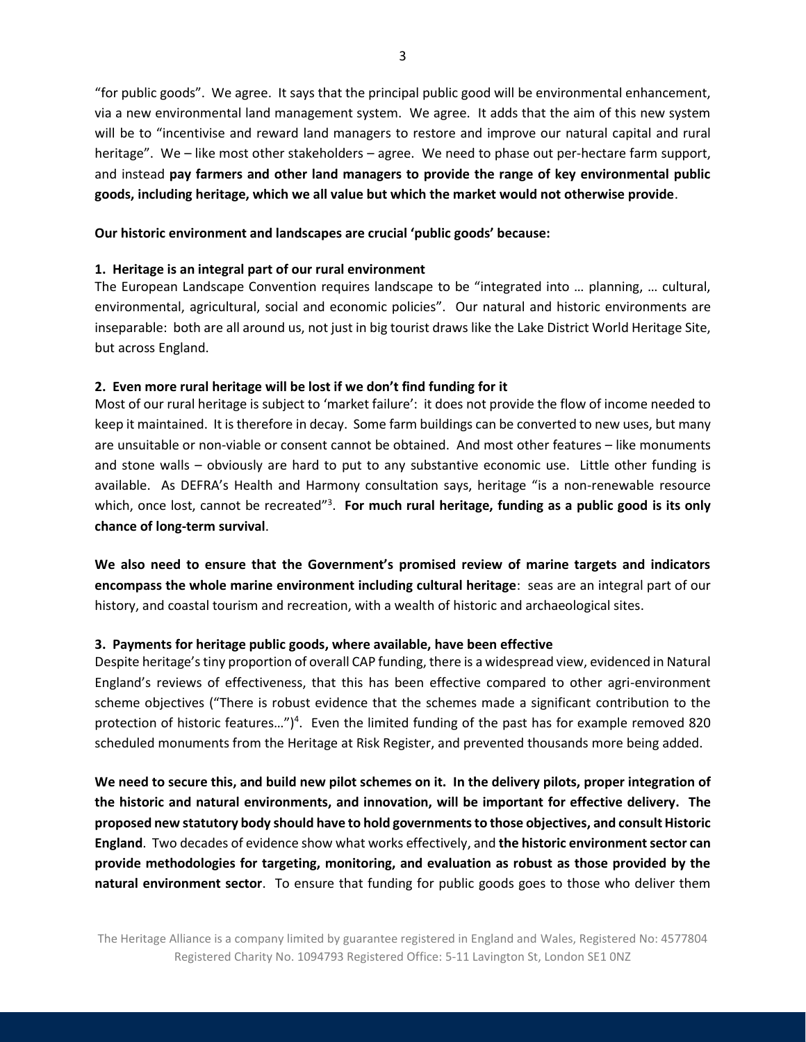"for public goods". We agree. It says that the principal public good will be environmental enhancement, via a new environmental land management system. We agree. It adds that the aim of this new system will be to "incentivise and reward land managers to restore and improve our natural capital and rural heritage". We – like most other stakeholders – agree. We need to phase out per-hectare farm support, and instead **pay farmers and other land managers to provide the range of key environmental public goods, including heritage, which we all value but which the market would not otherwise provide**.

**Our historic environment and landscapes are crucial 'public goods' because:**

**1. Heritage is an integral part of our rural environment**

The European Landscape Convention requires landscape to be "integrated into … planning, … cultural, environmental, agricultural, social and economic policies". Our natural and historic environments are inseparable: both are all around us, not just in big tourist draws like the Lake District World Heritage Site, but across England.

**2. Even more rural heritage will be lost if we don't find funding for it**

Most of our rural heritage is subject to 'market failure': it does not provide the flow of income needed to keep it maintained. It is therefore in decay. Some farm buildings can be converted to new uses, but many are unsuitable or non-viable or consent cannot be obtained. And most other features – like monuments and stone walls – obviously are hard to put to any substantive economic use. Little other funding is available. As DEFRA's Health and Harmony consultation says, heritage "is a non-renewable resource which, once lost, cannot be recreated"[3]. **For much rural heritage, funding as a public good is its only chance of long-term survival**.

**We also need to ensure that the Government's promised review of marine targets and indicators encompass the whole marine environment including cultural heritage**: seas are an integral part of our history, and coastal tourism and recreation, with a wealth of historic and archaeological sites.

**3. Payments for heritage public goods, where available, have been effective**

Despite heritage's tiny proportion of overall CAP funding, there is a widespread view, evidenced in Natural England's reviews of effectiveness, that this has been effective compared to other agri-environment scheme objectives ("There is robust evidence that the schemes made a significant contribution to the protection of historic features…")[4]. Even the limited funding of the past has for example removed 820 scheduled monuments from the Heritage at Risk Register, and prevented thousands more being added.

**We need to secure this, and build new pilot schemes on it. In the delivery pilots, proper integration of the historic and natural environments, and innovation, will be important for effective delivery. The proposed new statutory body should have to hold governments to those objectives, and consult Historic England**. Two decades of evidence show what works effectively, and **the historic environment sector can provide methodologies for targeting, monitoring, and evaluation as robust as those provided by the natural environment sector**. To ensure that funding for public goods goes to those who deliver them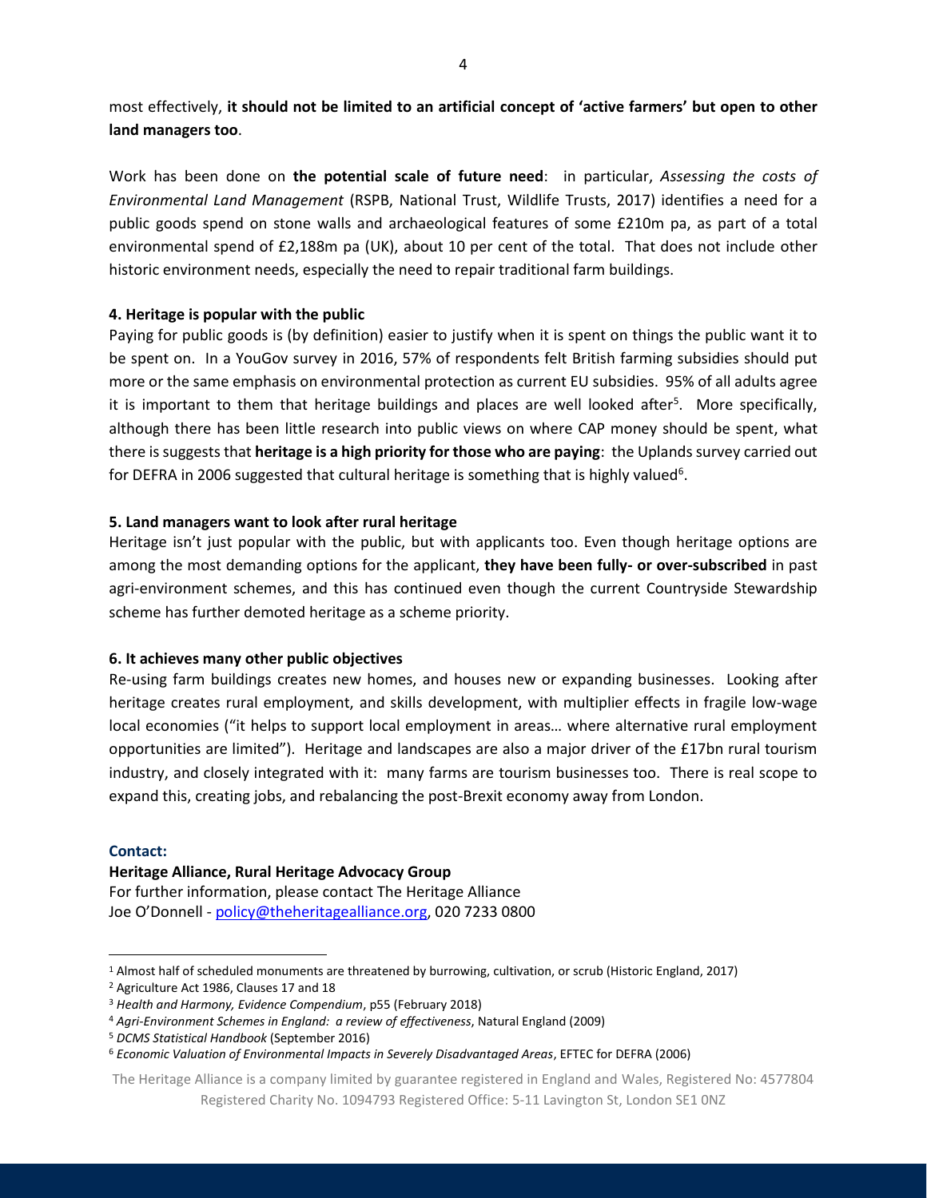most effectively, **it should not be limited to an artificial concept of 'active farmers' but open to other land managers too**.

Work has been done on **the potential scale of future need**: in particular, *Assessing the costs of Environmental Land Management* (RSPB, National Trust, Wildlife Trusts, 2017) identifies a need for a public goods spend on stone walls and archaeological features of some £210m pa, as part of a total environmental spend of £2,188m pa (UK), about 10 per cent of the total. That does not include other historic environment needs, especially the need to repair traditional farm buildings.

**4. Heritage is popular with the public**

Paying for public goods is (by definition) easier to justify when it is spent on things the public want it to be spent on. In a YouGov survey in 2016, 57% of respondents felt British farming subsidies should put more or the same emphasis on environmental protection as current EU subsidies. 95% of all adults agree it is important to them that heritage buildings and places are well looked after[5]. More specifically, although there has been little research into public views on where CAP money should be spent, what there is suggests that **heritage is a high priority for those who are paying**: the Uplands survey carried out for DEFRA in 2006 suggested that cultural heritage is something that is highly valued[6].

**5. Land managers want to look after rural heritage**

Heritage isn't just popular with the public, but with applicants too. Even though heritage options are among the most demanding options for the applicant, **they have been fully- or over-subscribed** in past agri-environment schemes, and this has continued even though the current Countryside Stewardship scheme has further demoted heritage as a scheme priority.

**6. It achieves many other public objectives**

Re-using farm buildings creates new homes, and houses new or expanding businesses. Looking after heritage creates rural employment, and skills development, with multiplier effects in fragile low-wage local economies ("it helps to support local employment in areas… where alternative rural employment opportunities are limited"). Heritage and landscapes are also a major driver of the £17bn rural tourism industry, and closely integrated with it: many farms are tourism businesses too. There is real scope to expand this, creating jobs, and rebalancing the post-Brexit economy away from London.

**Contact:**

**Heritage Alliance, Rural Heritage Advocacy Group**
For further information, please contact The Heritage Alliance
Joe O'Donnell - policy@theheritagealliance.org, 020 7233 0800

---

[1] Almost half of scheduled monuments are threatened by burrowing, cultivation, or scrub (Historic England, 2017)

[2] Agriculture Act 1986, Clauses 17 and 18

[3] *Health and Harmony, Evidence Compendium*, p55 (February 2018)

[4] *Agri-Environment Schemes in England: a review of effectiveness*, Natural England (2009)

[5] *DCMS Statistical Handbook* (September 2016)

[6] *Economic Valuation of Environmental Impacts in Severely Disadvantaged Areas*, EFTEC for DEFRA (2006)

The Heritage Alliance is a company limited by guarantee registered in England and Wales, Registered No: 4577804
Registered Charity No. 1094793 Registered Office: 5-11 Lavington St, London SE1 0NZ